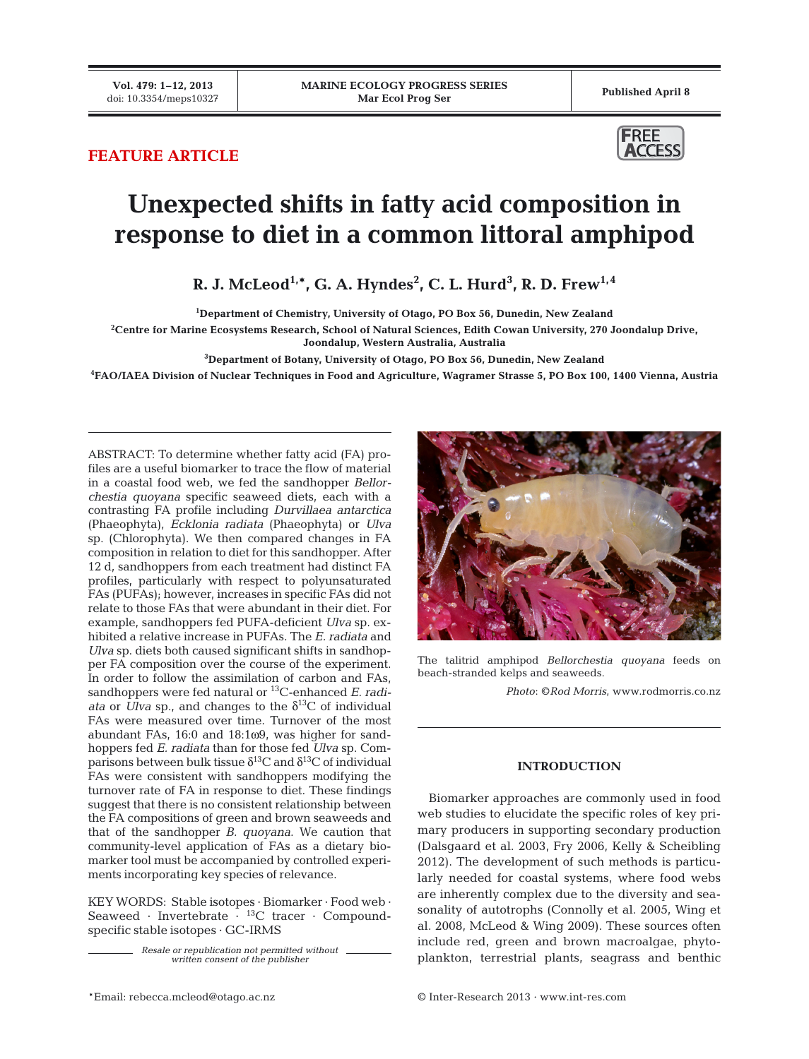## FEATURE ARTICLE

# Unexpected shifts in fatty acid composition in response to diet in a common littoral amphipod

**R. J. McLeod[1,*], G. A. Hyndes[2], C. L. Hurd[3], R. D. Frew[1,4]**

[1]Department of Chemistry, University of Otago, PO Box 56, Dunedin, New Zealand

[2]Centre for Marine Ecosystems Research, School of Natural Sciences, Edith Cowan University, 270 Joondalup Drive, Joondalup, Western Australia, Australia

[3]Department of Botany, University of Otago, PO Box 56, Dunedin, New Zealand

[4]FAO/IAEA Division of Nuclear Techniques in Food and Agriculture, Wagramer Strasse 5, PO Box 100, 1400 Vienna, Austria

ABSTRACT: To determine whether fatty acid (FA) profiles are a useful biomarker to trace the flow of material in a coastal food web, we fed the sandhopper *Bellorchestia quoyana* specific seaweed diets, each with a contrasting FA profile including *Durvillaea antarctica* (Phaeophyta), *Ecklonia radiata* (Phaeophyta) or *Ulva* sp. (Chlorophyta). We then compared changes in FA composition in relation to diet for this sandhopper. After 12 d, sandhoppers from each treatment had distinct FA profiles, particularly with respect to polyunsaturated FAs (PUFAs); however, increases in specific FAs did not relate to those FAs that were abundant in their diet. For example, sandhoppers fed PUFA-deficient *Ulva* sp. exhibited a relative increase in PUFAs. The *E. radiata* and *Ulva* sp. diets both caused significant shifts in sandhopper FA composition over the course of the experiment. In order to follow the assimilation of carbon and FAs, sandhoppers were fed natural or $^{13}$C-enhanced *E. radiata* or *Ulva* sp., and changes to the $\delta^{13}$C of individual FAs were measured over time. Turnover of the most abundant FAs, 16:0 and 18:1ω9, was higher for sandhoppers fed *E. radiata* than for those fed *Ulva* sp. Comparisons between bulk tissue $\delta^{13}$C and $\delta^{13}$C of individual FAs were consistent with sandhoppers modifying the turnover rate of FA in response to diet. These findings suggest that there is no consistent relationship between the FA compositions of green and brown seaweeds and that of the sandhopper *B. quoyana*. We caution that community-level application of FAs as a dietary biomarker tool must be accompanied by controlled experiments incorporating key species of relevance.

KEY WORDS: Stable isotopes · Biomarker · Food web · Seaweed · Invertebrate · $^{13}$C tracer · Compound-specific stable isotopes · GC-IRMS

*Resale or republication not permitted without written consent of the publisher*

The talitrid amphipod *Bellorchestia quoyana* feeds on beach-stranded kelps and seaweeds.

*Photo*: ©*Rod Morris*, www.rodmorris.co.nz

## INTRODUCTION

Biomarker approaches are commonly used in food web studies to elucidate the specific roles of key primary producers in supporting secondary production (Dalsgaard et al. 2003, Fry 2006, Kelly & Scheibling 2012). The development of such methods is particularly needed for coastal systems, where food webs are inherently complex due to the diversity and seasonality of autotrophs (Connolly et al. 2005, Wing et al. 2008, McLeod & Wing 2009). These sources often include red, green and brown macroalgae, phytoplankton, terrestrial plants, seagrass and benthic

*Email: rebecca.mcleod@otago.ac.nz

© Inter-Research 2013 · www.int-res.com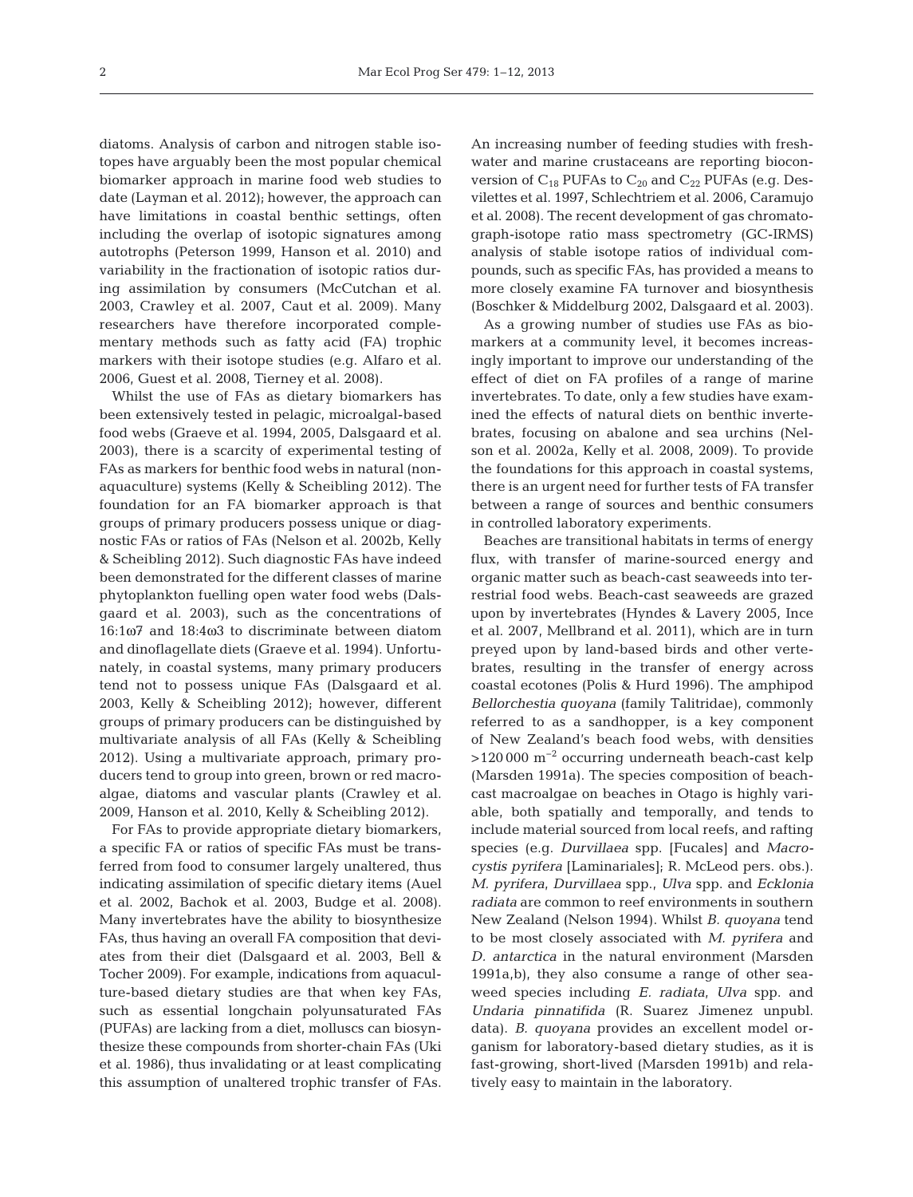diatoms. Analysis of carbon and nitrogen stable isotopes have arguably been the most popular chemical biomarker approach in marine food web studies to date (Layman et al. 2012); however, the approach can have limitations in coastal benthic settings, often including the overlap of isotopic signatures among autotrophs (Peterson 1999, Hanson et al. 2010) and variability in the fractionation of isotopic ratios during assimilation by consumers (McCutchan et al. 2003, Crawley et al. 2007, Caut et al. 2009). Many researchers have therefore incorporated complementary methods such as fatty acid (FA) trophic markers with their isotope studies (e.g. Alfaro et al. 2006, Guest et al. 2008, Tierney et al. 2008).

Whilst the use of FAs as dietary biomarkers has been extensively tested in pelagic, microalgal-based food webs (Graeve et al. 1994, 2005, Dalsgaard et al. 2003), there is a scarcity of experimental testing of FAs as markers for benthic food webs in natural (non-aquaculture) systems (Kelly & Scheibling 2012). The foundation for an FA biomarker approach is that groups of primary producers possess unique or diagnostic FAs or ratios of FAs (Nelson et al. 2002b, Kelly & Scheibling 2012). Such diagnostic FAs have indeed been demonstrated for the different classes of marine phytoplankton fuelling open water food webs (Dalsgaard et al. 2003), such as the concentrations of 16:1ω7 and 18:4ω3 to discriminate between diatom and dinoflagellate diets (Graeve et al. 1994). Unfortunately, in coastal systems, many primary producers tend not to possess unique FAs (Dalsgaard et al. 2003, Kelly & Scheibling 2012); however, different groups of primary producers can be distinguished by multivariate analysis of all FAs (Kelly & Scheibling 2012). Using a multivariate approach, primary producers tend to group into green, brown or red macroalgae, diatoms and vascular plants (Crawley et al. 2009, Hanson et al. 2010, Kelly & Scheibling 2012).

For FAs to provide appropriate dietary biomarkers, a specific FA or ratios of specific FAs must be transferred from food to consumer largely unaltered, thus indicating assimilation of specific dietary items (Auel et al. 2002, Bachok et al. 2003, Budge et al. 2008). Many invertebrates have the ability to biosynthesize FAs, thus having an overall FA composition that deviates from their diet (Dalsgaard et al. 2003, Bell & Tocher 2009). For example, indications from aquaculture-based dietary studies are that when key FAs, such as essential longchain polyunsaturated FAs (PUFAs) are lacking from a diet, molluscs can biosynthesize these compounds from shorter-chain FAs (Uki et al. 1986), thus invalidating or at least complicating this assumption of unaltered trophic transfer of FAs. An increasing number of feeding studies with freshwater and marine crustaceans are reporting bioconversion of $C_{18}$ PUFAs to $C_{20}$ and $C_{22}$ PUFAs (e.g. Desvilettes et al. 1997, Schlechtriem et al. 2006, Caramujo et al. 2008). The recent development of gas chromatograph-isotope ratio mass spectrometry (GC-IRMS) analysis of stable isotope ratios of individual compounds, such as specific FAs, has provided a means to more closely examine FA turnover and biosynthesis (Boschker & Middelburg 2002, Dalsgaard et al. 2003).

As a growing number of studies use FAs as biomarkers at a community level, it becomes increasingly important to improve our understanding of the effect of diet on FA profiles of a range of marine invertebrates. To date, only a few studies have examined the effects of natural diets on benthic invertebrates, focusing on abalone and sea urchins (Nelson et al. 2002a, Kelly et al. 2008, 2009). To provide the foundations for this approach in coastal systems, there is an urgent need for further tests of FA transfer between a range of sources and benthic consumers in controlled laboratory experiments.

Beaches are transitional habitats in terms of energy flux, with transfer of marine-sourced energy and organic matter such as beach-cast seaweeds into terrestrial food webs. Beach-cast seaweeds are grazed upon by invertebrates (Hyndes & Lavery 2005, Ince et al. 2007, Mellbrand et al. 2011), which are in turn preyed upon by land-based birds and other vertebrates, resulting in the transfer of energy across coastal ecotones (Polis & Hurd 1996). The amphipod *Bellorchestia quoyana* (family Talitridae), commonly referred to as a sandhopper, is a key component of New Zealand's beach food webs, with densities >120 000 $m^{-2}$ occurring underneath beach-cast kelp (Marsden 1991a). The species composition of beach-cast macroalgae on beaches in Otago is highly variable, both spatially and temporally, and tends to include material sourced from local reefs, and rafting species (e.g. *Durvillaea* spp. [Fucales] and *Macrocystis pyrifera* [Laminariales]; R. McLeod pers. obs.). *M. pyrifera*, *Durvillaea* spp., *Ulva* spp. and *Ecklonia radiata* are common to reef environments in southern New Zealand (Nelson 1994). Whilst *B. quoyana* tend to be most closely associated with *M. pyrifera* and *D. antarctica* in the natural environment (Marsden 1991a,b), they also consume a range of other seaweed species including *E. radiata*, *Ulva* spp. and *Undaria pinnatifida* (R. Suarez Jimenez unpubl. data). *B. quoyana* provides an excellent model organism for laboratory-based dietary studies, as it is fast-growing, short-lived (Marsden 1991b) and relatively easy to maintain in the laboratory.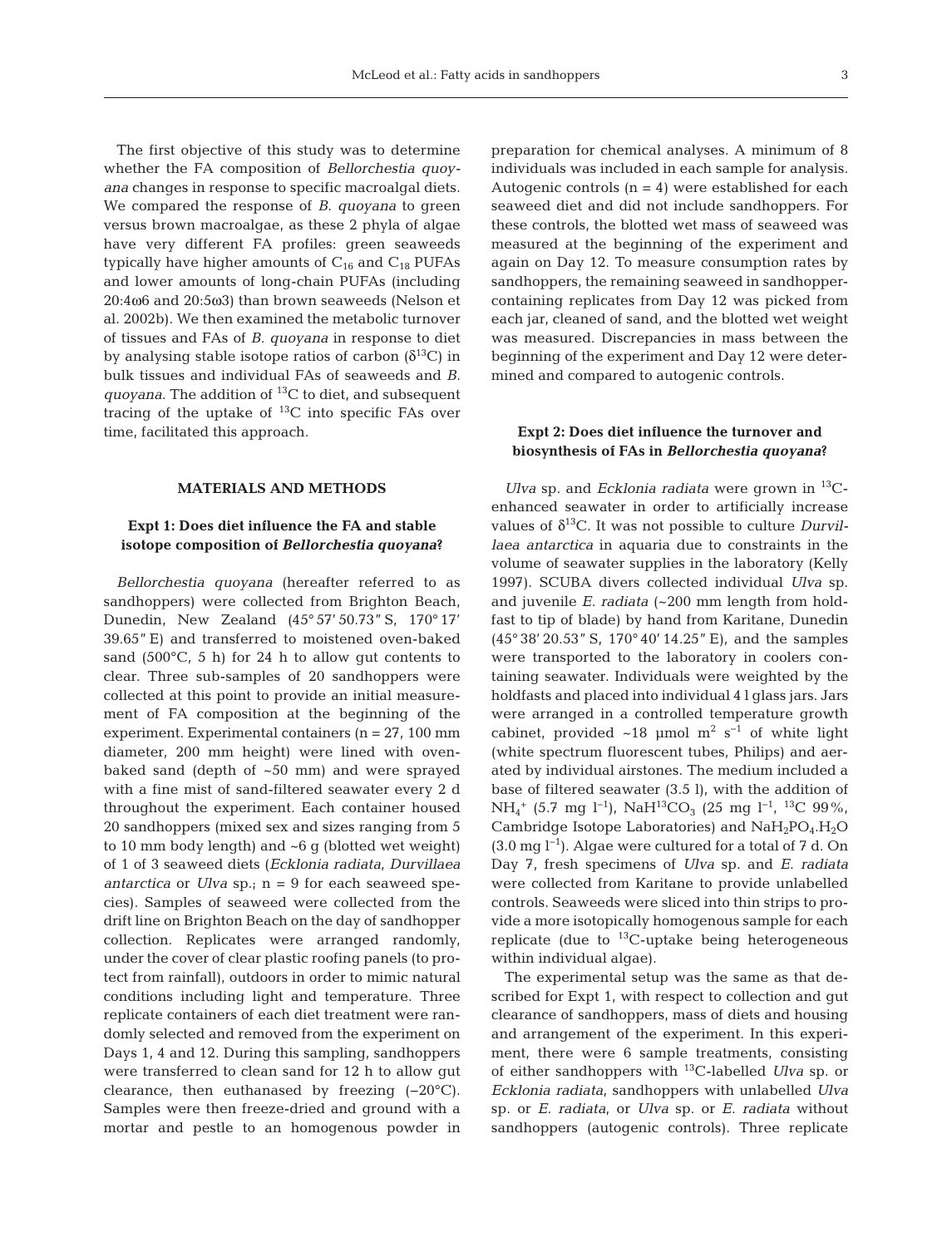The first objective of this study was to determine whether the FA composition of *Bellorchestia quoyana* changes in response to specific macroalgal diets. We compared the response of *B. quoyana* to green versus brown macroalgae, as these 2 phyla of algae have very different FA profiles: green seaweeds typically have higher amounts of $C_{16}$ and $C_{18}$ PUFAs and lower amounts of long-chain PUFAs (including 20:4ω6 and 20:5ω3) than brown seaweeds (Nelson et al. 2002b). We then examined the metabolic turnover of tissues and FAs of *B. quoyana* in response to diet by analysing stable isotope ratios of carbon ($\delta^{13}C$) in bulk tissues and individual FAs of seaweeds and *B. quoyana*. The addition of $^{13}C$ to diet, and subsequent tracing of the uptake of $^{13}C$ into specific FAs over time, facilitated this approach.

## MATERIALS AND METHODS

### Expt 1: Does diet influence the FA and stable isotope composition of *Bellorchestia quoyana*?

*Bellorchestia quoyana* (hereafter referred to as sandhoppers) were collected from Brighton Beach, Dunedin, New Zealand (45° 57′ 50.73″ S, 170° 17′ 39.65″ E) and transferred to moistened oven-baked sand (500°C, 5 h) for 24 h to allow gut contents to clear. Three sub-samples of 20 sandhoppers were collected at this point to provide an initial measurement of FA composition at the beginning of the experiment. Experimental containers (n = 27, 100 mm diameter, 200 mm height) were lined with oven-baked sand (depth of ~50 mm) and were sprayed with a fine mist of sand-filtered seawater every 2 d throughout the experiment. Each container housed 20 sandhoppers (mixed sex and sizes ranging from 5 to 10 mm body length) and ~6 g (blotted wet weight) of 1 of 3 seaweed diets (*Ecklonia radiata*, *Durvillaea antarctica* or *Ulva* sp.; n = 9 for each seaweed species). Samples of seaweed were collected from the drift line on Brighton Beach on the day of sandhopper collection. Replicates were arranged randomly, under the cover of clear plastic roofing panels (to protect from rainfall), outdoors in order to mimic natural conditions including light and temperature. Three replicate containers of each diet treatment were randomly selected and removed from the experiment on Days 1, 4 and 12. During this sampling, sandhoppers were transferred to clean sand for 12 h to allow gut clearance, then euthanased by freezing (−20°C). Samples were then freeze-dried and ground with a mortar and pestle to an homogenous powder in preparation for chemical analyses. A minimum of 8 individuals was included in each sample for analysis. Autogenic controls (n = 4) were established for each seaweed diet and did not include sandhoppers. For these controls, the blotted wet mass of seaweed was measured at the beginning of the experiment and again on Day 12. To measure consumption rates by sandhoppers, the remaining seaweed in sandhopper-containing replicates from Day 12 was picked from each jar, cleaned of sand, and the blotted wet weight was measured. Discrepancies in mass between the beginning of the experiment and Day 12 were determined and compared to autogenic controls.

### Expt 2: Does diet influence the turnover and biosynthesis of FAs in *Bellorchestia quoyana*?

*Ulva* sp. and *Ecklonia radiata* were grown in $^{13}C$-enhanced seawater in order to artificially increase values of $\delta^{13}C$. It was not possible to culture *Durvillaea antarctica* in aquaria due to constraints in the volume of seawater supplies in the laboratory (Kelly 1997). SCUBA divers collected individual *Ulva* sp. and juvenile *E. radiata* (~200 mm length from holdfast to tip of blade) by hand from Karitane, Dunedin (45° 38′ 20.53″ S, 170° 40′ 14.25″ E), and the samples were transported to the laboratory in coolers containing seawater. Individuals were weighted by the holdfasts and placed into individual 4 l glass jars. Jars were arranged in a controlled temperature growth cabinet, provided ~18 µmol $m^2$ $s^{-1}$ of white light (white spectrum fluorescent tubes, Philips) and aerated by individual airstones. The medium included a base of filtered seawater (3.5 l), with the addition of $NH_4^+$ (5.7 mg $l^{-1}$), $NaH^{13}CO_3$ (25 mg $l^{-1}$, $^{13}C$ 99%, Cambridge Isotope Laboratories) and $NaH_2PO_4.H_2O$ (3.0 mg $l^{-1}$). Algae were cultured for a total of 7 d. On Day 7, fresh specimens of *Ulva* sp. and *E. radiata* were collected from Karitane to provide unlabelled controls. Seaweeds were sliced into thin strips to provide a more isotopically homogenous sample for each replicate (due to $^{13}C$-uptake being heterogeneous within individual algae).

The experimental setup was the same as that described for Expt 1, with respect to collection and gut clearance of sandhoppers, mass of diets and housing and arrangement of the experiment. In this experiment, there were 6 sample treatments, consisting of either sandhoppers with $^{13}C$-labelled *Ulva* sp. or *Ecklonia radiata*, sandhoppers with unlabelled *Ulva* sp. or *E. radiata*, or *Ulva* sp. or *E. radiata* without sandhoppers (autogenic controls). Three replicate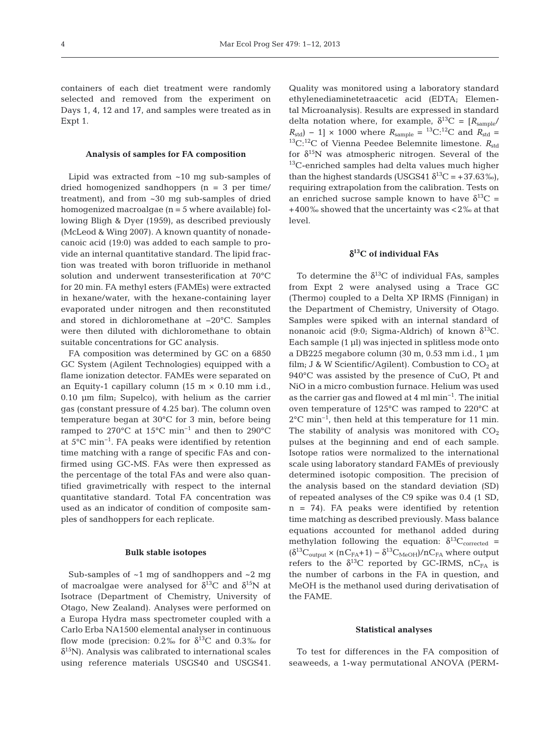containers of each diet treatment were randomly selected and removed from the experiment on Days 1, 4, 12 and 17, and samples were treated as in Expt 1.

### Analysis of samples for FA composition

Lipid was extracted from ~10 mg sub-samples of dried homogenized sandhoppers (n = 3 per time/treatment), and from ~30 mg sub-samples of dried homogenized macroalgae (n = 5 where available) following Bligh & Dyer (1959), as described previously (McLeod & Wing 2007). A known quantity of nonadecanoic acid (19:0) was added to each sample to provide an internal quantitative standard. The lipid fraction was treated with boron trifluoride in methanol solution and underwent transesterification at 70°C for 20 min. FA methyl esters (FAMEs) were extracted in hexane/water, with the hexane-containing layer evaporated under nitrogen and then reconstituted and stored in dichloromethane at −20°C. Samples were then diluted with dichloromethane to obtain suitable concentrations for GC analysis.

FA composition was determined by GC on a 6850 GC System (Agilent Technologies) equipped with a flame ionization detector. FAMEs were separated on an Equity-1 capillary column (15 m × 0.10 mm i.d., 0.10 µm film; Supelco), with helium as the carrier gas (constant pressure of 4.25 bar). The column oven temperature began at 30°C for 3 min, before being ramped to 270°C at 15°C min$^{-1}$ and then to 290°C at 5°C min$^{-1}$. FA peaks were identified by retention time matching with a range of specific FAs and confirmed using GC-MS. FAs were then expressed as the percentage of the total FAs and were also quantified gravimetrically with respect to the internal quantitative standard. Total FA concentration was used as an indicator of condition of composite samples of sandhoppers for each replicate.

### Bulk stable isotopes

Sub-samples of ~1 mg of sandhoppers and ~2 mg of macroalgae were analysed for $\delta^{13}C$ and $\delta^{15}N$ at Isotrace (Department of Chemistry, University of Otago, New Zealand). Analyses were performed on a Europa Hydra mass spectrometer coupled with a Carlo Erba NA1500 elemental analyser in continuous flow mode (precision: 0.2‰ for $\delta^{13}C$ and 0.3‰ for $\delta^{15}N$). Analysis was calibrated to international scales using reference materials USGS40 and USGS41. Quality was monitored using a laboratory standard ethylenediaminetetraacetic acid (EDTA; Elemental Microanalysis). Results are expressed in standard delta notation where, for example, $\delta^{13}C = [R_{sample}/R_{std}) - 1] \times 1000$ where $R_{sample} = {}^{13}C{:}{}^{12}C$ and $R_{std} = {}^{13}C{:}{}^{12}C$ of Vienna Peedee Belemnite limestone. $R_{std}$ for $\delta^{15}N$ was atmospheric nitrogen. Several of the $^{13}C$-enriched samples had delta values much higher than the highest standards (USGS41 $\delta^{13}C = +37.63‰$), requiring extrapolation from the calibration. Tests on an enriched sucrose sample known to have $\delta^{13}C = +400‰$ showed that the uncertainty was <2‰ at that level.

### $\delta^{13}C$ of individual FAs

To determine the $\delta^{13}C$ of individual FAs, samples from Expt 2 were analysed using a Trace GC (Thermo) coupled to a Delta XP IRMS (Finnigan) in the Department of Chemistry, University of Otago. Samples were spiked with an internal standard of nonanoic acid (9:0; Sigma-Aldrich) of known $\delta^{13}C$. Each sample (1 µl) was injected in splitless mode onto a DB225 megabore column (30 m, 0.53 mm i.d., 1 µm film; J & W Scientific/Agilent). Combustion to $CO_2$ at 940°C was assisted by the presence of CuO, Pt and NiO in a micro combustion furnace. Helium was used as the carrier gas and flowed at 4 ml min$^{-1}$. The initial oven temperature of 125°C was ramped to 220°C at 2°C min$^{-1}$, then held at this temperature for 11 min. The stability of analysis was monitored with $CO_2$ pulses at the beginning and end of each sample. Isotope ratios were normalized to the international scale using laboratory standard FAMEs of previously determined isotopic composition. The precision of the analysis based on the standard deviation (SD) of repeated analyses of the C9 spike was 0.4 (1 SD, n = 74). FA peaks were identified by retention time matching as described previously. Mass balance equations accounted for methanol added during methylation following the equation: $\delta^{13}C_{corrected} = (\delta^{13}C_{output} \times (nC_{FA}+1) - \delta^{13}C_{MeOH})/nC_{FA}$ where output refers to the $\delta^{13}C$ reported by GC-IRMS, $nC_{FA}$ is the number of carbons in the FA in question, and MeOH is the methanol used during derivatisation of the FAME.

### Statistical analyses

To test for differences in the FA composition of seaweeds, a 1-way permutational ANOVA (PERM-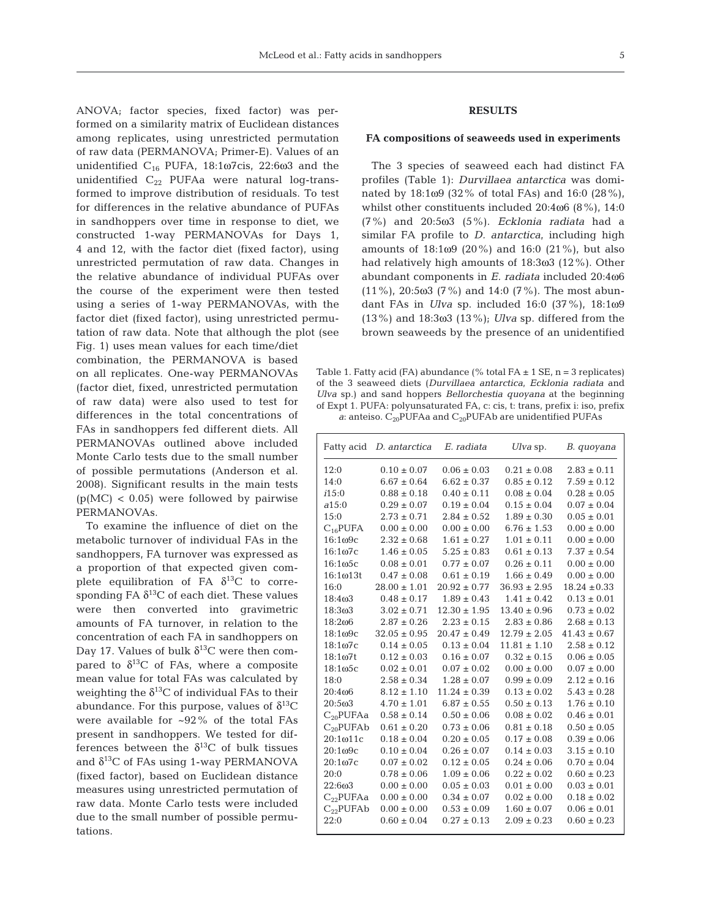ANOVA; factor species, fixed factor) was performed on a similarity matrix of Euclidean distances among replicates, using unrestricted permutation of raw data (PERMANOVA; Primer-E). Values of an unidentified $C_{16}$ PUFA, 18:1ω7cis, 22:6ω3 and the unidentified $C_{22}$ PUFAa were natural log-transformed to improve distribution of residuals. To test for differences in the relative abundance of PUFAs in sandhoppers over time in response to diet, we constructed 1-way PERMANOVAs for Days 1, 4 and 12, with the factor diet (fixed factor), using unrestricted permutation of raw data. Changes in the relative abundance of individual PUFAs over the course of the experiment were then tested using a series of 1-way PERMANOVAs, with the factor diet (fixed factor), using unrestricted permutation of raw data. Note that although the plot (see Fig. 1) uses mean values for each time/diet combination, the PERMANOVA is based on all replicates. One-way PERMANOVAs (factor diet, fixed, unrestricted permutation of raw data) were also used to test for differences in the total concentrations of FAs in sandhoppers fed different diets. All PERMANOVAs outlined above included Monte Carlo tests due to the small number of possible permutations (Anderson et al. 2008). Significant results in the main tests ($p(MC) < 0.05$) were followed by pairwise PERMANOVAs.

To examine the influence of diet on the metabolic turnover of individual FAs in the sandhoppers, FA turnover was expressed as a proportion of that expected given complete equilibration of FA $\delta^{13}C$ to corresponding FA $\delta^{13}C$ of each diet. These values were then converted into gravimetric amounts of FA turnover, in relation to the concentration of each FA in sandhoppers on Day 17. Values of bulk $\delta^{13}C$ were then compared to $\delta^{13}C$ of FAs, where a composite mean value for total FAs was calculated by weighting the $\delta^{13}C$ of individual FAs to their abundance. For this purpose, values of $\delta^{13}C$ were available for ~92% of the total FAs present in sandhoppers. We tested for differences between the $\delta^{13}C$ of bulk tissues and $\delta^{13}C$ of FAs using 1-way PERMANOVA (fixed factor), based on Euclidean distance measures using unrestricted permutation of raw data. Monte Carlo tests were included due to the small number of possible permutations.

## RESULTS

### FA compositions of seaweeds used in experiments

The 3 species of seaweed each had distinct FA profiles (Table 1): *Durvillaea antarctica* was dominated by 18:1ω9 (32% of total FAs) and 16:0 (28%), whilst other constituents included 20:4ω6 (8%), 14:0 (7%) and 20:5ω3 (5%). *Ecklonia radiata* had a similar FA profile to *D. antarctica*, including high amounts of 18:1ω9 (20%) and 16:0 (21%), but also had relatively high amounts of 18:3ω3 (12%). Other abundant components in *E. radiata* included 20:4ω6 (11%), 20:5ω3 (7%) and 14:0 (7%). The most abundant FAs in *Ulva* sp. included 16:0 (37%), 18:1ω9 (13%) and 18:3ω3 (13%); *Ulva* sp. differed from the brown seaweeds by the presence of an unidentified

Table 1. Fatty acid (FA) abundance (% total FA ± 1 SE, n = 3 replicates) of the 3 seaweed diets (*Durvillaea antarctica*, *Ecklonia radiata* and *Ulva* sp.) and sand hoppers *Bellorchestia quoyana* at the beginning of Expt 1. PUFA: polyunsaturated FA, c: cis, t: trans, prefix i: iso, prefix *a*: anteiso. $C_{20}$PUFAa and $C_{20}$PUFAb are unidentified PUFAs

| Fatty acid | *D. antarctica* | *E. radiata* | *Ulva* sp. | *B. quoyana* |
|---|---|---|---|---|
| 12:0 | 0.10 ± 0.07 | 0.06 ± 0.03 | 0.21 ± 0.08 | 2.83 ± 0.11 |
| 14:0 | 6.67 ± 0.64 | 6.62 ± 0.37 | 0.85 ± 0.12 | 7.59 ± 0.12 |
| *i*15:0 | 0.88 ± 0.18 | 0.40 ± 0.11 | 0.08 ± 0.04 | 0.28 ± 0.05 |
| *a*15:0 | 0.29 ± 0.07 | 0.19 ± 0.04 | 0.15 ± 0.04 | 0.07 ± 0.04 |
| 15:0 | 2.73 ± 0.71 | 2.84 ± 0.52 | 1.89 ± 0.30 | 0.05 ± 0.01 |
| $C_{16}$PUFA | 0.00 ± 0.00 | 0.00 ± 0.00 | 6.76 ± 1.53 | 0.00 ± 0.00 |
| 16:1ω9c | 2.32 ± 0.68 | 1.61 ± 0.27 | 1.01 ± 0.11 | 0.00 ± 0.00 |
| 16:1ω7c | 1.46 ± 0.05 | 5.25 ± 0.83 | 0.61 ± 0.13 | 7.37 ± 0.54 |
| 16:1ω5c | 0.08 ± 0.01 | 0.77 ± 0.07 | 0.26 ± 0.11 | 0.00 ± 0.00 |
| 16:1ω13t | 0.47 ± 0.08 | 0.61 ± 0.19 | 1.66 ± 0.49 | 0.00 ± 0.00 |
| 16:0 | 28.00 ± 1.01 | 20.92 ± 0.77 | 36.93 ± 2.95 | 18.24 ± 0.33 |
| 18:4ω3 | 0.48 ± 0.17 | 1.89 ± 0.43 | 1.41 ± 0.42 | 0.13 ± 0.01 |
| 18:3ω3 | 3.02 ± 0.71 | 12.30 ± 1.95 | 13.40 ± 0.96 | 0.73 ± 0.02 |
| 18:2ω6 | 2.87 ± 0.26 | 2.23 ± 0.15 | 2.83 ± 0.86 | 2.68 ± 0.13 |
| 18:1ω9c | 32.05 ± 0.95 | 20.47 ± 0.49 | 12.79 ± 2.05 | 41.43 ± 0.67 |
| 18:1ω7c | 0.14 ± 0.05 | 0.13 ± 0.04 | 11.81 ± 1.10 | 2.58 ± 0.12 |
| 18:1ω7t | 0.12 ± 0.03 | 0.16 ± 0.07 | 0.32 ± 0.15 | 0.06 ± 0.05 |
| 18:1ω5c | 0.02 ± 0.01 | 0.07 ± 0.02 | 0.00 ± 0.00 | 0.07 ± 0.00 |
| 18:0 | 2.58 ± 0.34 | 1.28 ± 0.07 | 0.99 ± 0.09 | 2.12 ± 0.16 |
| 20:4ω6 | 8.12 ± 1.10 | 11.24 ± 0.39 | 0.13 ± 0.02 | 5.43 ± 0.28 |
| 20:5ω3 | 4.70 ± 1.01 | 6.87 ± 0.55 | 0.50 ± 0.13 | 1.76 ± 0.10 |
| $C_{20}$PUFAa | 0.58 ± 0.14 | 0.50 ± 0.06 | 0.08 ± 0.02 | 0.46 ± 0.01 |
| $C_{20}$PUFAb | 0.61 ± 0.20 | 0.73 ± 0.06 | 0.81 ± 0.18 | 0.50 ± 0.05 |
| 20:1ω11c | 0.18 ± 0.04 | 0.20 ± 0.05 | 0.17 ± 0.08 | 0.39 ± 0.06 |
| 20:1ω9c | 0.10 ± 0.04 | 0.26 ± 0.07 | 0.14 ± 0.03 | 3.15 ± 0.10 |
| 20:1ω7c | 0.07 ± 0.02 | 0.12 ± 0.05 | 0.24 ± 0.06 | 0.70 ± 0.04 |
| 20:0 | 0.78 ± 0.06 | 1.09 ± 0.06 | 0.22 ± 0.02 | 0.60 ± 0.23 |
| 22:6ω3 | 0.00 ± 0.00 | 0.05 ± 0.03 | 0.01 ± 0.00 | 0.03 ± 0.01 |
| $C_{22}$PUFAa | 0.00 ± 0.00 | 0.34 ± 0.07 | 0.02 ± 0.00 | 0.18 ± 0.02 |
| $C_{22}$PUFAb | 0.00 ± 0.00 | 0.53 ± 0.09 | 1.60 ± 0.07 | 0.06 ± 0.01 |
| 22:0 | 0.60 ± 0.04 | 0.27 ± 0.13 | 2.09 ± 0.23 | 0.60 ± 0.23 |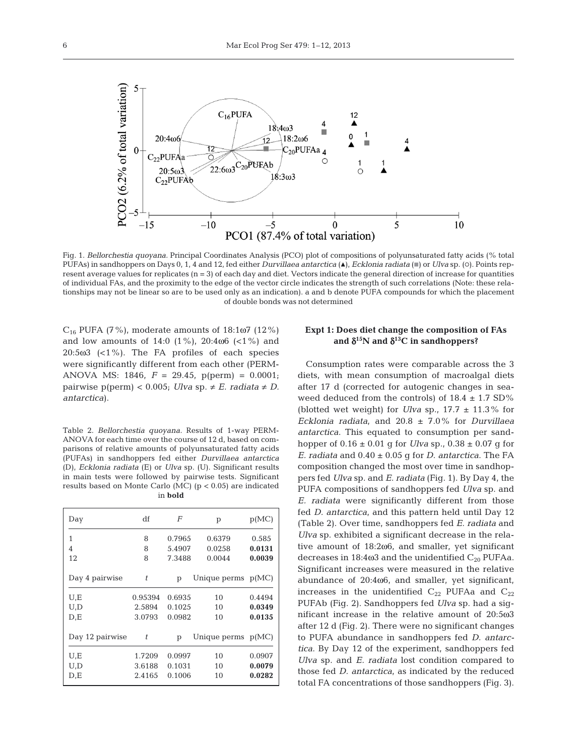Fig. 1. *Bellorchestia quoyana.* Principal Coordinates Analysis (PCO) plot of compositions of polyunsaturated fatty acids (% total PUFAs) in sandhoppers on Days 0, 1, 4 and 12, fed either *Durvillaea antarctica* (▲), *Ecklonia radiata* (■) or *Ulva* sp. (○). Points represent average values for replicates (n = 3) of each day and diet. Vectors indicate the general direction of increase for quantities of individual FAs, and the proximity to the edge of the vector circle indicates the strength of such correlations (Note: these relationships may not be linear so are to be used only as an indication). a and b denote PUFA compounds for which the placement of double bonds was not determined

$C_{16}$ PUFA (7%), moderate amounts of 18:1ω7 (12%) and low amounts of 14:0 (1%), 20:4ω6 (<1%) and 20:5ω3 (<1%). The FA profiles of each species were significantly different from each other (PERMANOVA MS: 1846, $F$ = 29.45, p(perm) = 0.0001; pairwise p(perm) < 0.005; *Ulva* sp. ≠ *E. radiata* ≠ *D. antarctica*).

Table 2. *Bellorchestia quoyana.* Results of 1-way PERMANOVA for each time over the course of 12 d, based on comparisons of relative amounts of polyunsaturated fatty acids (PUFAs) in sandhoppers fed either *Durvillaea antarctica* (D), *Ecklonia radiata* (E) or *Ulva* sp. (U). Significant results in main tests were followed by pairwise tests. Significant results based on Monte Carlo (MC) (p < 0.05) are indicated in **bold**

| Day | df | *F* | p | p(MC) |
|---|---|---|---|---|
| 1 | 8 | 0.7965 | 0.6379 | 0.585 |
| 4 | 8 | 5.4907 | 0.0258 | **0.0131** |
| 12 | 8 | 7.3488 | 0.0044 | **0.0039** |
| **Day 4 pairwise** | *t* | p | Unique perms | p(MC) |
| U,E | 0.95394 | 0.6935 | 10 | 0.4494 |
| U,D | 2.5894 | 0.1025 | 10 | **0.0349** |
| D,E | 3.0793 | 0.0982 | 10 | **0.0135** |
| **Day 12 pairwise** | *t* | p | Unique perms | p(MC) |
| U,E | 1.7209 | 0.0997 | 10 | 0.0907 |
| U,D | 3.6188 | 0.1031 | 10 | **0.0079** |
| D,E | 2.4165 | 0.1006 | 10 | **0.0282** |

### Expt 1: Does diet change the composition of FAs and $\delta^{15}N$ and $\delta^{13}C$ in sandhoppers?

Consumption rates were comparable across the 3 diets, with mean consumption of macroalgal diets after 17 d (corrected for autogenic changes in seaweed deduced from the controls) of 18.4 ± 1.7 SD% (blotted wet weight) for *Ulva* sp., 17.7 ± 11.3% for *Ecklonia radiata*, and 20.8 ± 7.0% for *Durvillaea antarctica*. This equated to consumption per sandhopper of 0.16 ± 0.01 g for *Ulva* sp., 0.38 ± 0.07 g for *E. radiata* and 0.40 ± 0.05 g for *D. antarctica*. The FA composition changed the most over time in sandhoppers fed *Ulva* sp. and *E. radiata* (Fig. 1). By Day 4, the PUFA compositions of sandhoppers fed *Ulva* sp. and *E. radiata* were significantly different from those fed *D. antarctica*, and this pattern held until Day 12 (Table 2). Over time, sandhoppers fed *E. radiata* and *Ulva* sp. exhibited a significant decrease in the relative amount of 18:2ω6, and smaller, yet significant decreases in 18:4ω3 and the unidentified $C_{20}$ PUFAa. Significant increases were measured in the relative abundance of 20:4ω6, and smaller, yet significant, increases in the unidentified $C_{22}$ PUFAa and $C_{22}$ PUFAb (Fig. 2). Sandhoppers fed *Ulva* sp. had a significant increase in the relative amount of 20:5ω3 after 12 d (Fig. 2). There were no significant changes to PUFA abundance in sandhoppers fed *D. antarctica*. By Day 12 of the experiment, sandhoppers fed *Ulva* sp. and *E. radiata* lost condition compared to those fed *D. antarctica*, as indicated by the reduced total FA concentrations of those sandhoppers (Fig. 3).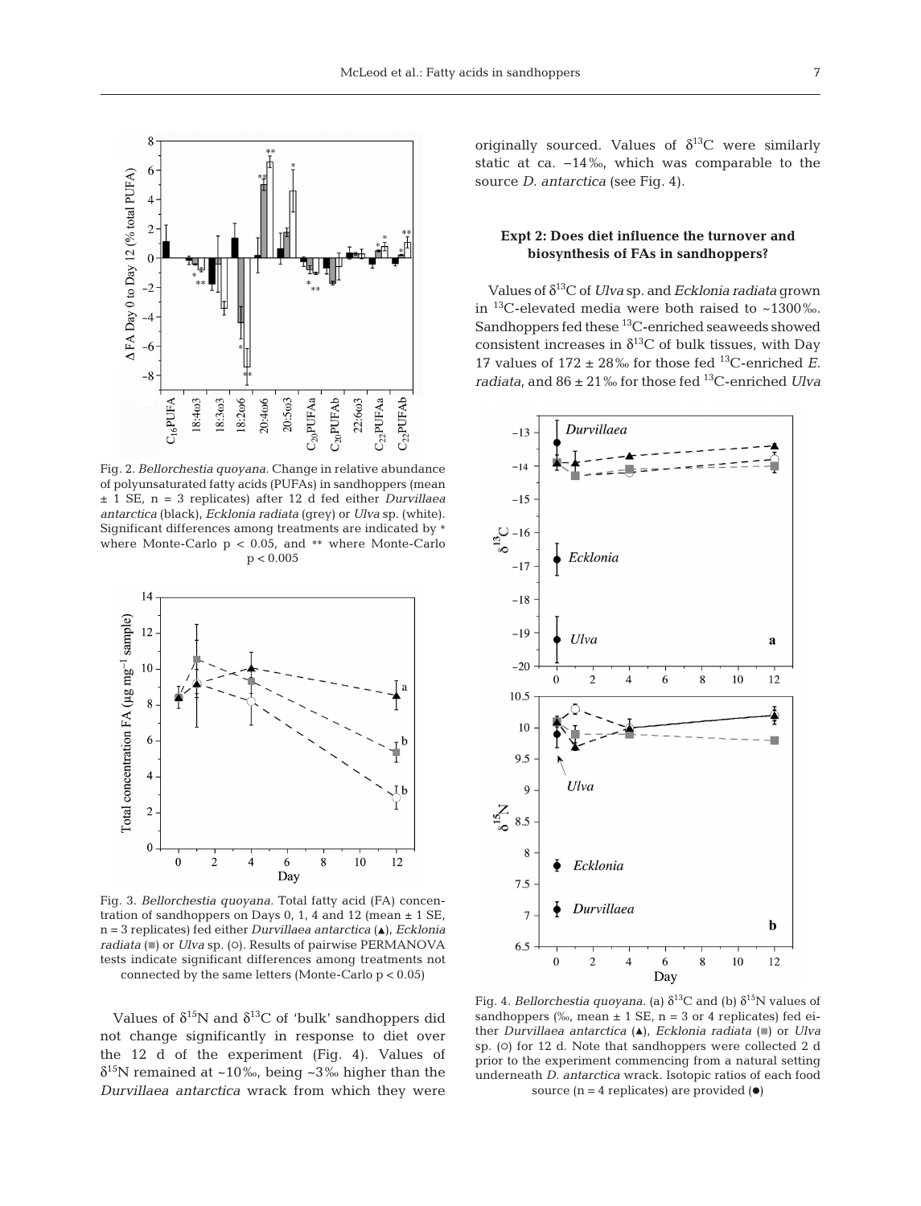Fig. 2. *Bellorchestia quoyana*. Change in relative abundance of polyunsaturated fatty acids (PUFAs) in sandhoppers (mean ± 1 SE, n = 3 replicates) after 12 d fed either *Durvillaea antarctica* (black), *Ecklonia radiata* (grey) or *Ulva* sp. (white). Significant differences among treatments are indicated by * where Monte-Carlo $p < 0.05$, and ** where Monte-Carlo $p < 0.005$

Fig. 3. *Bellorchestia quoyana*. Total fatty acid (FA) concentration of sandhoppers on Days 0, 1, 4 and 12 (mean ± 1 SE, n = 3 replicates) fed either *Durvillaea antarctica* (▲), *Ecklonia radiata* (■) or *Ulva* sp. (○). Results of pairwise PERMANOVA tests indicate significant differences among treatments not connected by the same letters (Monte-Carlo $p < 0.05$)

Values of $\delta^{15}N$ and $\delta^{13}C$ of 'bulk' sandhoppers did not change significantly in response to diet over the 12 d of the experiment (Fig. 4). Values of $\delta^{15}N$ remained at ~10‰, being ~3‰ higher than the *Durvillaea antarctica* wrack from which they were originally sourced. Values of $\delta^{13}C$ were similarly static at ca. −14‰, which was comparable to the source *D. antarctica* (see Fig. 4).

### Expt 2: Does diet influence the turnover and biosynthesis of FAs in sandhoppers?

Values of $\delta^{13}C$ of *Ulva* sp. and *Ecklonia radiata* grown in $^{13}C$-elevated media were both raised to ~1300‰. Sandhoppers fed these $^{13}C$-enriched seaweeds showed consistent increases in $\delta^{13}C$ of bulk tissues, with Day 17 values of 172 ± 28‰ for those fed $^{13}C$-enriched *E. radiata*, and 86 ± 21‰ for those fed $^{13}C$-enriched *Ulva*

Fig. 4. *Bellorchestia quoyana*. (a) $\delta^{13}C$ and (b) $\delta^{15}N$ values of sandhoppers (‰, mean ± 1 SE, n = 3 or 4 replicates) fed either *Durvillaea antarctica* (▲), *Ecklonia radiata* (■) or *Ulva* sp. (○) for 12 d. Note that sandhoppers were collected 2 d prior to the experiment commencing from a natural setting underneath *D. antarctica* wrack. Isotopic ratios of each food source (n = 4 replicates) are provided (●)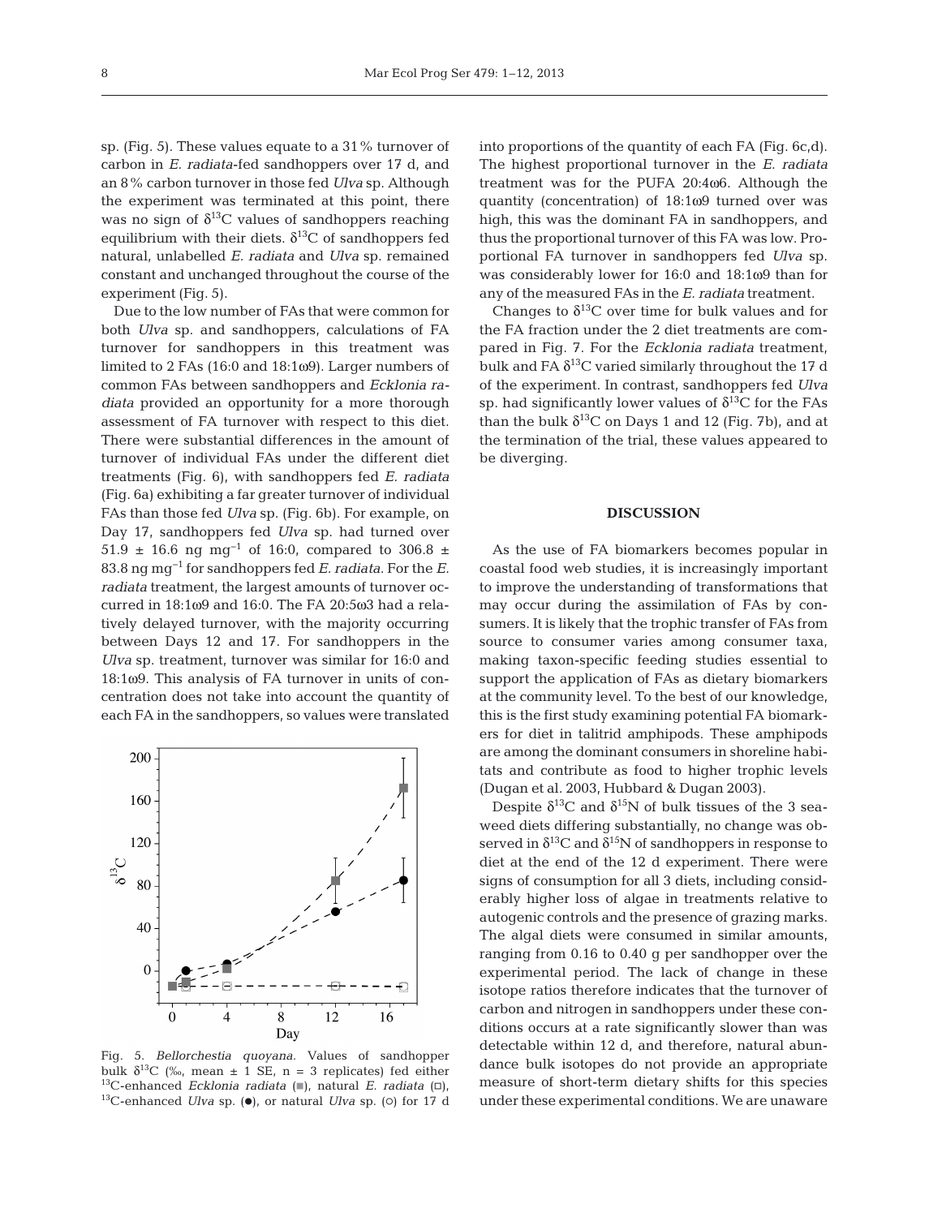sp. (Fig. 5). These values equate to a 31% turnover of carbon in *E. radiata*-fed sandhoppers over 17 d, and an 8% carbon turnover in those fed *Ulva* sp. Although the experiment was terminated at this point, there was no sign of $\delta^{13}C$ values of sandhoppers reaching equilibrium with their diets. $\delta^{13}C$ of sandhoppers fed natural, unlabelled *E. radiata* and *Ulva* sp. remained constant and unchanged throughout the course of the experiment (Fig. 5).

Due to the low number of FAs that were common for both *Ulva* sp. and sandhoppers, calculations of FA turnover for sandhoppers in this treatment was limited to 2 FAs (16:0 and 18:1ω9). Larger numbers of common FAs between sandhoppers and *Ecklonia radiata* provided an opportunity for a more thorough assessment of FA turnover with respect to this diet. There were substantial differences in the amount of turnover of individual FAs under the different diet treatments (Fig. 6), with sandhoppers fed *E. radiata* (Fig. 6a) exhibiting a far greater turnover of individual FAs than those fed *Ulva* sp. (Fig. 6b). For example, on Day 17, sandhoppers fed *Ulva* sp. had turned over 51.9 ± 16.6 ng mg$^{-1}$ of 16:0, compared to 306.8 ± 83.8 ng mg$^{-1}$ for sandhoppers fed *E. radiata*. For the *E. radiata* treatment, the largest amounts of turnover occurred in 18:1ω9 and 16:0. The FA 20:5ω3 had a relatively delayed turnover, with the majority occurring between Days 12 and 17. For sandhoppers in the *Ulva* sp. treatment, turnover was similar for 16:0 and 18:1ω9. This analysis of FA turnover in units of concentration does not take into account the quantity of each FA in the sandhoppers, so values were translated

Fig. 5. *Bellorchestia quoyana.* Values of sandhopper bulk $\delta^{13}C$ (‰, mean ± 1 SE, n = 3 replicates) fed either $^{13}C$-enhanced *Ecklonia radiata* (■), natural *E. radiata* (□), $^{13}C$-enhanced *Ulva* sp. (●), or natural *Ulva* sp. (○) for 17 d

into proportions of the quantity of each FA (Fig. 6c,d). The highest proportional turnover in the *E. radiata* treatment was for the PUFA 20:4ω6. Although the quantity (concentration) of 18:1ω9 turned over was high, this was the dominant FA in sandhoppers, and thus the proportional turnover of this FA was low. Proportional FA turnover in sandhoppers fed *Ulva* sp. was considerably lower for 16:0 and 18:1ω9 than for any of the measured FAs in the *E. radiata* treatment.

Changes to $\delta^{13}C$ over time for bulk values and for the FA fraction under the 2 diet treatments are compared in Fig. 7. For the *Ecklonia radiata* treatment, bulk and FA $\delta^{13}C$ varied similarly throughout the 17 d of the experiment. In contrast, sandhoppers fed *Ulva* sp. had significantly lower values of $\delta^{13}C$ for the FAs than the bulk $\delta^{13}C$ on Days 1 and 12 (Fig. 7b), and at the termination of the trial, these values appeared to be diverging.

## DISCUSSION

As the use of FA biomarkers becomes popular in coastal food web studies, it is increasingly important to improve the understanding of transformations that may occur during the assimilation of FAs by consumers. It is likely that the trophic transfer of FAs from source to consumer varies among consumer taxa, making taxon-specific feeding studies essential to support the application of FAs as dietary biomarkers at the community level. To the best of our knowledge, this is the first study examining potential FA biomarkers for diet in talitrid amphipods. These amphipods are among the dominant consumers in shoreline habitats and contribute as food to higher trophic levels (Dugan et al. 2003, Hubbard & Dugan 2003).

Despite $\delta^{13}C$ and $\delta^{15}N$ of bulk tissues of the 3 seaweed diets differing substantially, no change was observed in $\delta^{13}C$ and $\delta^{15}N$ of sandhoppers in response to diet at the end of the 12 d experiment. There were signs of consumption for all 3 diets, including considerably higher loss of algae in treatments relative to autogenic controls and the presence of grazing marks. The algal diets were consumed in similar amounts, ranging from 0.16 to 0.40 g per sandhopper over the experimental period. The lack of change in these isotope ratios therefore indicates that the turnover of carbon and nitrogen in sandhoppers under these conditions occurs at a rate significantly slower than was detectable within 12 d, and therefore, natural abundance bulk isotopes do not provide an appropriate measure of short-term dietary shifts for this species under these experimental conditions. We are unaware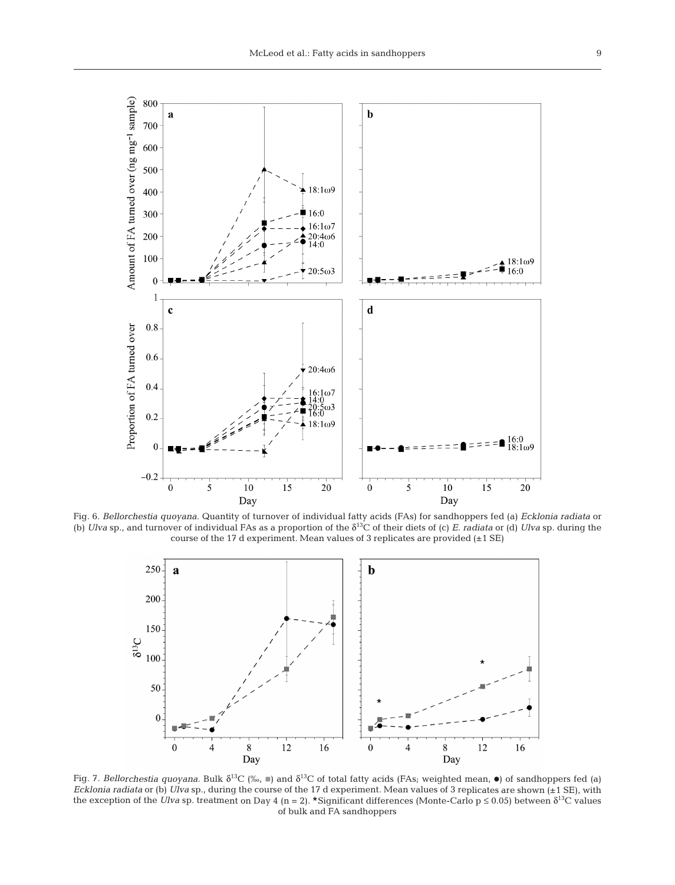Fig. 6. *Bellorchestia quoyana*. Quantity of turnover of individual fatty acids (FAs) for sandhoppers fed (a) *Ecklonia radiata* or (b) *Ulva* sp., and turnover of individual FAs as a proportion of the $\delta^{13}C$ of their diets of (c) *E. radiata* or (d) *Ulva* sp. during the course of the 17 d experiment. Mean values of 3 replicates are provided (±1 SE)

Fig. 7. *Bellorchestia quoyana*. Bulk $\delta^{13}C$ (‰, ■) and $\delta^{13}C$ of total fatty acids (FAs; weighted mean, ●) of sandhoppers fed (a) *Ecklonia radiata* or (b) *Ulva* sp., during the course of the 17 d experiment. Mean values of 3 replicates are shown (±1 SE), with the exception of the *Ulva* sp. treatment on Day 4 (n = 2). *Significant differences (Monte-Carlo $p \leq 0.05$) between $\delta^{13}C$ values of bulk and FA sandhoppers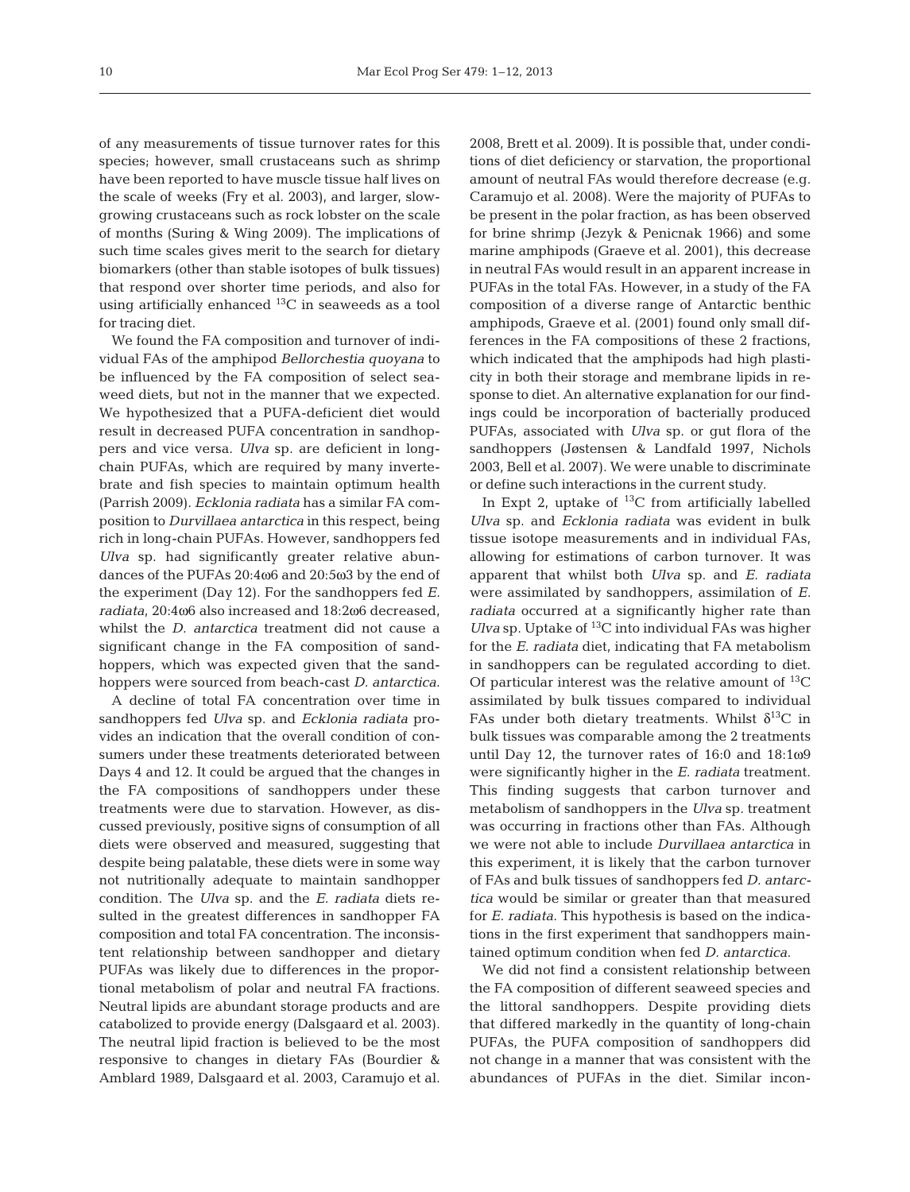of any measurements of tissue turnover rates for this species; however, small crustaceans such as shrimp have been reported to have muscle tissue half lives on the scale of weeks (Fry et al. 2003), and larger, slow-growing crustaceans such as rock lobster on the scale of months (Suring & Wing 2009). The implications of such time scales gives merit to the search for dietary biomarkers (other than stable isotopes of bulk tissues) that respond over shorter time periods, and also for using artificially enhanced $^{13}C$ in seaweeds as a tool for tracing diet.

We found the FA composition and turnover of individual FAs of the amphipod *Bellorchestia quoyana* to be influenced by the FA composition of select seaweed diets, but not in the manner that we expected. We hypothesized that a PUFA-deficient diet would result in decreased PUFA concentration in sandhoppers and vice versa. *Ulva* sp. are deficient in long-chain PUFAs, which are required by many invertebrate and fish species to maintain optimum health (Parrish 2009). *Ecklonia radiata* has a similar FA composition to *Durvillaea antarctica* in this respect, being rich in long-chain PUFAs. However, sandhoppers fed *Ulva* sp. had significantly greater relative abundances of the PUFAs 20:4ω6 and 20:5ω3 by the end of the experiment (Day 12). For the sandhoppers fed *E. radiata*, 20:4ω6 also increased and 18:2ω6 decreased, whilst the *D. antarctica* treatment did not cause a significant change in the FA composition of sandhoppers, which was expected given that the sandhoppers were sourced from beach-cast *D. antarctica*.

A decline of total FA concentration over time in sandhoppers fed *Ulva* sp. and *Ecklonia radiata* provides an indication that the overall condition of consumers under these treatments deteriorated between Days 4 and 12. It could be argued that the changes in the FA compositions of sandhoppers under these treatments were due to starvation. However, as discussed previously, positive signs of consumption of all diets were observed and measured, suggesting that despite being palatable, these diets were in some way not nutritionally adequate to maintain sandhopper condition. The *Ulva* sp. and the *E. radiata* diets resulted in the greatest differences in sandhopper FA composition and total FA concentration. The inconsistent relationship between sandhopper and dietary PUFAs was likely due to differences in the proportional metabolism of polar and neutral FA fractions. Neutral lipids are abundant storage products and are catabolized to provide energy (Dalsgaard et al. 2003). The neutral lipid fraction is believed to be the most responsive to changes in dietary FAs (Bourdier & Amblard 1989, Dalsgaard et al. 2003, Caramujo et al. 2008, Brett et al. 2009). It is possible that, under conditions of diet deficiency or starvation, the proportional amount of neutral FAs would therefore decrease (e.g. Caramujo et al. 2008). Were the majority of PUFAs to be present in the polar fraction, as has been observed for brine shrimp (Jezyk & Penicnak 1966) and some marine amphipods (Graeve et al. 2001), this decrease in neutral FAs would result in an apparent increase in PUFAs in the total FAs. However, in a study of the FA composition of a diverse range of Antarctic benthic amphipods, Graeve et al. (2001) found only small differences in the FA compositions of these 2 fractions, which indicated that the amphipods had high plasticity in both their storage and membrane lipids in response to diet. An alternative explanation for our findings could be incorporation of bacterially produced PUFAs, associated with *Ulva* sp. or gut flora of the sandhoppers (Jøstensen & Landfald 1997, Nichols 2003, Bell et al. 2007). We were unable to discriminate or define such interactions in the current study.

In Expt 2, uptake of $^{13}C$ from artificially labelled *Ulva* sp. and *Ecklonia radiata* was evident in bulk tissue isotope measurements and in individual FAs, allowing for estimations of carbon turnover. It was apparent that whilst both *Ulva* sp. and *E. radiata* were assimilated by sandhoppers, assimilation of *E. radiata* occurred at a significantly higher rate than *Ulva* sp. Uptake of $^{13}C$ into individual FAs was higher for the *E. radiata* diet, indicating that FA metabolism in sandhoppers can be regulated according to diet. Of particular interest was the relative amount of $^{13}C$ assimilated by bulk tissues compared to individual FAs under both dietary treatments. Whilst $\delta^{13}C$ in bulk tissues was comparable among the 2 treatments until Day 12, the turnover rates of 16:0 and 18:1ω9 were significantly higher in the *E. radiata* treatment. This finding suggests that carbon turnover and metabolism of sandhoppers in the *Ulva* sp. treatment was occurring in fractions other than FAs. Although we were not able to include *Durvillaea antarctica* in this experiment, it is likely that the carbon turnover of FAs and bulk tissues of sandhoppers fed *D. antarctica* would be similar or greater than that measured for *E. radiata*. This hypothesis is based on the indications in the first experiment that sandhoppers maintained optimum condition when fed *D. antarctica*.

We did not find a consistent relationship between the FA composition of different seaweed species and the littoral sandhoppers. Despite providing diets that differed markedly in the quantity of long-chain PUFAs, the PUFA composition of sandhoppers did not change in a manner that was consistent with the abundances of PUFAs in the diet. Similar incon-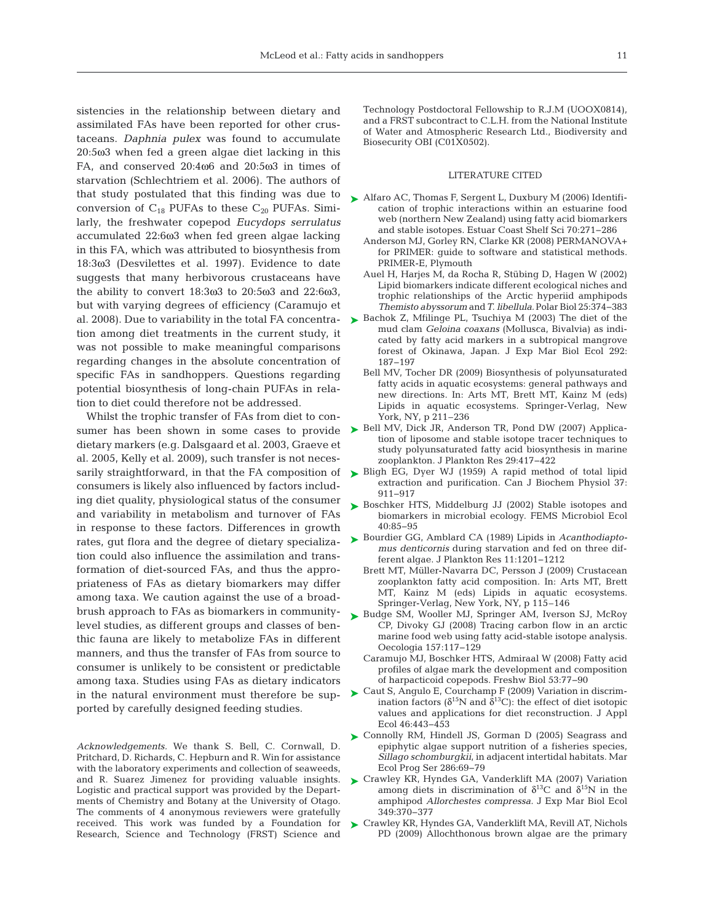sistencies in the relationship between dietary and assimilated FAs have been reported for other crustaceans. *Daphnia pulex* was found to accumulate 20:5ω3 when fed a green algae diet lacking in this FA, and conserved 20:4ω6 and 20:5ω3 in times of starvation (Schlechtriem et al. 2006). The authors of that study postulated that this finding was due to conversion of $C_{18}$ PUFAs to these $C_{20}$ PUFAs. Similarly, the freshwater copepod *Eucydops serrulatus* accumulated 22:6ω3 when fed green algae lacking in this FA, which was attributed to biosynthesis from 18:3ω3 (Desvilettes et al. 1997). Evidence to date suggests that many herbivorous crustaceans have the ability to convert 18:3ω3 to 20:5ω3 and 22:6ω3, but with varying degrees of efficiency (Caramujo et al. 2008). Due to variability in the total FA concentration among diet treatments in the current study, it was not possible to make meaningful comparisons regarding changes in the absolute concentration of specific FAs in sandhoppers. Questions regarding potential biosynthesis of long-chain PUFAs in relation to diet could therefore not be addressed.

Whilst the trophic transfer of FAs from diet to consumer has been shown in some cases to provide dietary markers (e.g. Dalsgaard et al. 2003, Graeve et al. 2005, Kelly et al. 2009), such transfer is not necessarily straightforward, in that the FA composition of consumers is likely also influenced by factors including diet quality, physiological status of the consumer and variability in metabolism and turnover of FAs in response to these factors. Differences in growth rates, gut flora and the degree of dietary specialization could also influence the assimilation and transformation of diet-sourced FAs, and thus the appropriateness of FAs as dietary biomarkers may differ among taxa. We caution against the use of a broad-brush approach to FAs as biomarkers in community-level studies, as different groups and classes of benthic fauna are likely to metabolize FAs in different manners, and thus the transfer of FAs from source to consumer is unlikely to be consistent or predictable among taxa. Studies using FAs as dietary indicators in the natural environment must therefore be supported by carefully designed feeding studies.

*Acknowledgements.* We thank S. Bell, C. Cornwall, D. Pritchard, D. Richards, C. Hepburn and R. Win for assistance with the laboratory experiments and collection of seaweeds, and R. Suarez Jimenez for providing valuable insights. Logistic and practical support was provided by the Departments of Chemistry and Botany at the University of Otago. The comments of 4 anonymous reviewers were gratefully received. This work was funded by a Foundation for Research, Science and Technology (FRST) Science and Technology Postdoctoral Fellowship to R.J.M (UOOX0814), and a FRST subcontract to C.L.H. from the National Institute of Water and Atmospheric Research Ltd., Biodiversity and Biosecurity OBI (C01X0502).

## LITERATURE CITED

Alfaro AC, Thomas F, Sergent L, Duxbury M (2006) Identification of trophic interactions within an estuarine food web (northern New Zealand) using fatty acid biomarkers and stable isotopes. Estuar Coast Shelf Sci 70:271–286

Anderson MJ, Gorley RN, Clarke KR (2008) PERMANOVA+ for PRIMER: guide to software and statistical methods. PRIMER-E, Plymouth

Auel H, Harjes M, da Rocha R, Stübing D, Hagen W (2002) Lipid biomarkers indicate different ecological niches and trophic relationships of the Arctic hyperiid amphipods *Themisto abyssorum* and *T. libellula*. Polar Biol 25:374–383

Bachok Z, Mfilinge PL, Tsuchiya M (2003) The diet of the mud clam *Geloina coaxans* (Mollusca, Bivalvia) as indicated by fatty acid markers in a subtropical mangrove forest of Okinawa, Japan. J Exp Mar Biol Ecol 292: 187–197

Bell MV, Tocher DR (2009) Biosynthesis of polyunsaturated fatty acids in aquatic ecosystems: general pathways and new directions. In: Arts MT, Brett MT, Kainz M (eds) Lipids in aquatic ecosystems. Springer-Verlag, New York, NY, p 211–236

Bell MV, Dick JR, Anderson TR, Pond DW (2007) Application of liposome and stable isotope tracer techniques to study polyunsaturated fatty acid biosynthesis in marine zooplankton. J Plankton Res 29:417–422

Bligh EG, Dyer WJ (1959) A rapid method of total lipid extraction and purification. Can J Biochem Physiol 37: 911–917

Boschker HTS, Middelburg JJ (2002) Stable isotopes and biomarkers in microbial ecology. FEMS Microbiol Ecol 40:85–95

Bourdier GG, Amblard CA (1989) Lipids in *Acanthodiaptomus denticornis* during starvation and fed on three different algae. J Plankton Res 11:1201–1212

Brett MT, Müller-Navarra DC, Persson J (2009) Crustacean zooplankton fatty acid composition. In: Arts MT, Brett MT, Kainz M (eds) Lipids in aquatic ecosystems. Springer-Verlag, New York, NY, p 115–146

Budge SM, Wooller MJ, Springer AM, Iverson SJ, McRoy CP, Divoky GJ (2008) Tracing carbon flow in an arctic marine food web using fatty acid-stable isotope analysis. Oecologia 157:117–129

Caramujo MJ, Boschker HTS, Admiraal W (2008) Fatty acid profiles of algae mark the development and composition of harpacticoid copepods. Freshw Biol 53:77–90

Caut S, Angulo E, Courchamp F (2009) Variation in discrimination factors ($\delta^{15}N$ and $\delta^{13}C$): the effect of diet isotopic values and applications for diet reconstruction. J Appl Ecol 46:443–453

Connolly RM, Hindell JS, Gorman D (2005) Seagrass and epiphytic algae support nutrition of a fisheries species, *Sillago schomburgkii*, in adjacent intertidal habitats. Mar Ecol Prog Ser 286:69–79

Crawley KR, Hyndes GA, Vanderklift MA (2007) Variation among diets in discrimination of $\delta^{13}C$ and $\delta^{15}N$ in the amphipod *Allorchestes compressa*. J Exp Mar Biol Ecol 349:370–377

Crawley KR, Hyndes GA, Vanderklift MA, Revill AT, Nichols PD (2009) Allochthonous brown algae are the primary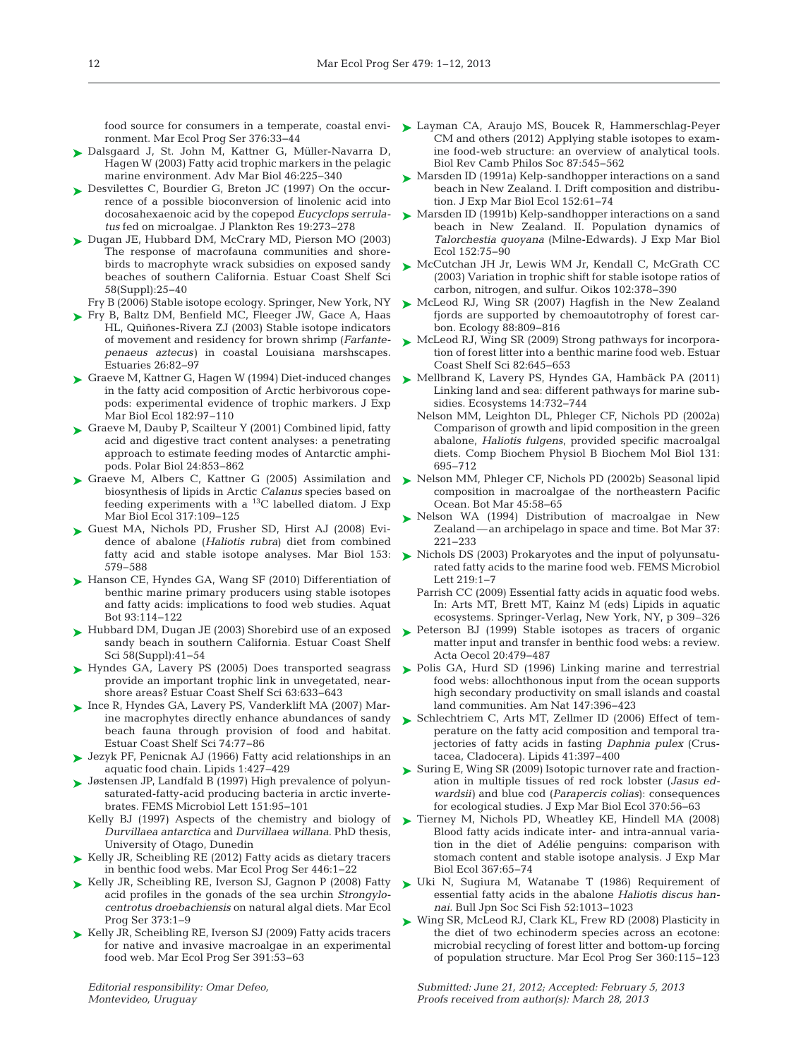food source for consumers in a temperate, coastal environment. Mar Ecol Prog Ser 376:33–44

Dalsgaard J, St. John M, Kattner G, Müller-Navarra D, Hagen W (2003) Fatty acid trophic markers in the pelagic marine environment. Adv Mar Biol 46:225–340

Desvilettes C, Bourdier G, Breton JC (1997) On the occurrence of a possible bioconversion of linolenic acid into docosahexaenoic acid by the copepod *Eucyclops serrulatus* fed on microalgae. J Plankton Res 19:273–278

Dugan JE, Hubbard DM, McCrary MD, Pierson MO (2003) The response of macrofauna communities and shorebirds to macrophyte wrack subsidies on exposed sandy beaches of southern California. Estuar Coast Shelf Sci 58(Suppl):25–40

Fry B (2006) Stable isotope ecology. Springer, New York, NY

Fry B, Baltz DM, Benfield MC, Fleeger JW, Gace A, Haas HL, Quiñones-Rivera ZJ (2003) Stable isotope indicators of movement and residency for brown shrimp (*Farfantepenaeus aztecus*) in coastal Louisiana marshscapes. Estuaries 26:82–97

Graeve M, Kattner G, Hagen W (1994) Diet-induced changes in the fatty acid composition of Arctic herbivorous copepods: experimental evidence of trophic markers. J Exp Mar Biol Ecol 182:97–110

Graeve M, Dauby P, Scailteur Y (2001) Combined lipid, fatty acid and digestive tract content analyses: a penetrating approach to estimate feeding modes of Antarctic amphipods. Polar Biol 24:853–862

Graeve M, Albers C, Kattner G (2005) Assimilation and biosynthesis of lipids in Arctic *Calanus* species based on feeding experiments with a $^{13}$C labelled diatom. J Exp Mar Biol Ecol 317:109–125

Guest MA, Nichols PD, Frusher SD, Hirst AJ (2008) Evidence of abalone (*Haliotis rubra*) diet from combined fatty acid and stable isotope analyses. Mar Biol 153: 579–588

Hanson CE, Hyndes GA, Wang SF (2010) Differentiation of benthic marine primary producers using stable isotopes and fatty acids: implications to food web studies. Aquat Bot 93:114–122

Hubbard DM, Dugan JE (2003) Shorebird use of an exposed sandy beach in southern California. Estuar Coast Shelf Sci 58(Suppl):41–54

Hyndes GA, Lavery PS (2005) Does transported seagrass provide an important trophic link in unvegetated, nearshore areas? Estuar Coast Shelf Sci 63:633–643

Ince R, Hyndes GA, Lavery PS, Vanderklift MA (2007) Marine macrophytes directly enhance abundances of sandy beach fauna through provision of food and habitat. Estuar Coast Shelf Sci 74:77–86

Jezyk PF, Penicnak AJ (1966) Fatty acid relationships in an aquatic food chain. Lipids 1:427–429

Jøstensen JP, Landfald B (1997) High prevalence of polyunsaturated-fatty-acid producing bacteria in arctic invertebrates. FEMS Microbiol Lett 151:95–101

Kelly BJ (1997) Aspects of the chemistry and biology of *Durvillaea antarctica* and *Durvillaea willana*. PhD thesis, University of Otago, Dunedin

Kelly JR, Scheibling RE (2012) Fatty acids as dietary tracers in benthic food webs. Mar Ecol Prog Ser 446:1–22

Kelly JR, Scheibling RE, Iverson SJ, Gagnon P (2008) Fatty acid profiles in the gonads of the sea urchin *Strongylocentrotus droebachiensis* on natural algal diets. Mar Ecol Prog Ser 373:1–9

Kelly JR, Scheibling RE, Iverson SJ (2009) Fatty acids tracers for native and invasive macroalgae in an experimental food web. Mar Ecol Prog Ser 391:53–63

Layman CA, Araujo MS, Boucek R, Hammerschlag-Peyer CM and others (2012) Applying stable isotopes to examine food-web structure: an overview of analytical tools. Biol Rev Camb Philos Soc 87:545–562

Marsden ID (1991a) Kelp-sandhopper interactions on a sand beach in New Zealand. I. Drift composition and distribution. J Exp Mar Biol Ecol 152:61–74

Marsden ID (1991b) Kelp-sandhopper interactions on a sand beach in New Zealand. II. Population dynamics of *Talorchestia quoyana* (Milne-Edwards). J Exp Mar Biol Ecol 152:75–90

McCutchan JH Jr, Lewis WM Jr, Kendall C, McGrath CC (2003) Variation in trophic shift for stable isotope ratios of carbon, nitrogen, and sulfur. Oikos 102:378–390

McLeod RJ, Wing SR (2007) Hagfish in the New Zealand fjords are supported by chemoautotrophy of forest carbon. Ecology 88:809–816

McLeod RJ, Wing SR (2009) Strong pathways for incorporation of forest litter into a benthic marine food web. Estuar Coast Shelf Sci 82:645–653

Mellbrand K, Lavery PS, Hyndes GA, Hambäck PA (2011) Linking land and sea: different pathways for marine subsidies. Ecosystems 14:732–744

Nelson MM, Leighton DL, Phleger CF, Nichols PD (2002a) Comparison of growth and lipid composition in the green abalone, *Haliotis fulgens*, provided specific macroalgal diets. Comp Biochem Physiol B Biochem Mol Biol 131: 695–712

Nelson MM, Phleger CF, Nichols PD (2002b) Seasonal lipid composition in macroalgae of the northeastern Pacific Ocean. Bot Mar 45:58–65

Nelson WA (1994) Distribution of macroalgae in New Zealand — an archipelago in space and time. Bot Mar 37: 221–233

Nichols DS (2003) Prokaryotes and the input of polyunsaturated fatty acids to the marine food web. FEMS Microbiol Lett 219:1–7

Parrish CC (2009) Essential fatty acids in aquatic food webs. In: Arts MT, Brett MT, Kainz M (eds) Lipids in aquatic ecosystems. Springer-Verlag, New York, NY, p 309–326

Peterson BJ (1999) Stable isotopes as tracers of organic matter input and transfer in benthic food webs: a review. Acta Oecol 20:479–487

Polis GA, Hurd SD (1996) Linking marine and terrestrial food webs: allochthonous input from the ocean supports high secondary productivity on small islands and coastal land communities. Am Nat 147:396–423

Schlechtriem C, Arts MT, Zellmer ID (2006) Effect of temperature on the fatty acid composition and temporal trajectories of fatty acids in fasting *Daphnia pulex* (Crustacea, Cladocera). Lipids 41:397–400

Suring E, Wing SR (2009) Isotopic turnover rate and fractionation in multiple tissues of red rock lobster (*Jasus edwardsii*) and blue cod (*Parapercis colias*): consequences for ecological studies. J Exp Mar Biol Ecol 370:56–63

Tierney M, Nichols PD, Wheatley KE, Hindell MA (2008) Blood fatty acids indicate inter- and intra-annual variation in the diet of Adélie penguins: comparison with stomach content and stable isotope analysis. J Exp Mar Biol Ecol 367:65–74

Uki N, Sugiura M, Watanabe T (1986) Requirement of essential fatty acids in the abalone *Haliotis discus hannai*. Bull Jpn Soc Sci Fish 52:1013–1023

Wing SR, McLeod RJ, Clark KL, Frew RD (2008) Plasticity in the diet of two echinoderm species across an ecotone: microbial recycling of forest litter and bottom-up forcing of population structure. Mar Ecol Prog Ser 360:115–123

*Editorial responsibility: Omar Defeo, Montevideo, Uruguay*

*Submitted: June 21, 2012; Accepted: February 5, 2013*
*Proofs received from author(s): March 28, 2013*